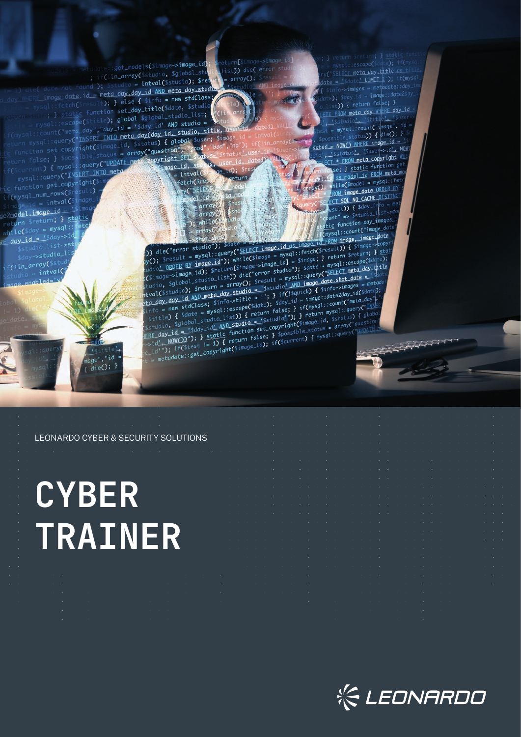LEONARDO CYBER & SECURITY SOLUTIONS

# CYBER TRAINER

LEONARDO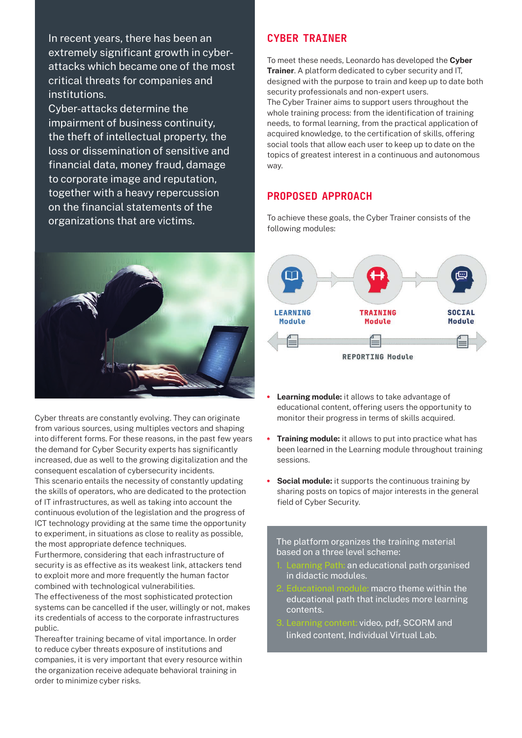In recent years, there has been an extremely significant growth in cyber-attacks which became one of the most critical threats for companies and institutions.
Cyber-attacks determine the impairment of business continuity, the theft of intellectual property, the loss or dissemination of sensitive and financial data, money fraud, damage to corporate image and reputation, together with a heavy repercussion on the financial statements of the organizations that are victims.

Cyber threats are constantly evolving. They can originate from various sources, using multiples vectors and shaping into different forms. For these reasons, in the past few years the demand for Cyber Security experts has significantly increased, due as well to the growing digitalization and the consequent escalation of cybersecurity incidents.
This scenario entails the necessity of constantly updating the skills of operators, who are dedicated to the protection of IT infrastructures, as well as taking into account the continuous evolution of the legislation and the progress of ICT technology providing at the same time the opportunity to experiment, in situations as close to reality as possible, the most appropriate defence techniques.
Furthermore, considering that each infrastructure of security is as effective as its weakest link, attackers tend to exploit more and more frequently the human factor combined with technological vulnerabilities.
The effectiveness of the most sophisticated protection systems can be cancelled if the user, willingly or not, makes its credentials of access to the corporate infrastructures public.
Thereafter training became of vital importance. In order to reduce cyber threats exposure of institutions and companies, it is very important that every resource within the organization receive adequate behavioral training in order to minimize cyber risks.

## CYBER TRAINER

To meet these needs, Leonardo has developed the **Cyber Trainer**. A platform dedicated to cyber security and IT, designed with the purpose to train and keep up to date both security professionals and non-expert users.
The Cyber Trainer aims to support users throughout the whole training process: from the identification of training needs, to formal learning, from the practical application of acquired knowledge, to the certification of skills, offering social tools that allow each user to keep up to date on the topics of greatest interest in a continuous and autonomous way.

## PROPOSED APPROACH

To achieve these goals, the Cyber Trainer consists of the following modules:

LEARNING Module → TRAINING Module → SOCIAL Module

REPORTING Module

- **Learning module:** it allows to take advantage of educational content, offering users the opportunity to monitor their progress in terms of skills acquired.
- **Training module:** it allows to put into practice what has been learned in the Learning module throughout training sessions.
- **Social module:** it supports the continuous training by sharing posts on topics of major interests in the general field of Cyber Security.

The platform organizes the training material based on a three level scheme:

1. Learning Path: an educational path organised in didactic modules.
2. Educational module: macro theme within the educational path that includes more learning contents.
3. Learning content: video, pdf, SCORM and linked content, Individual Virtual Lab.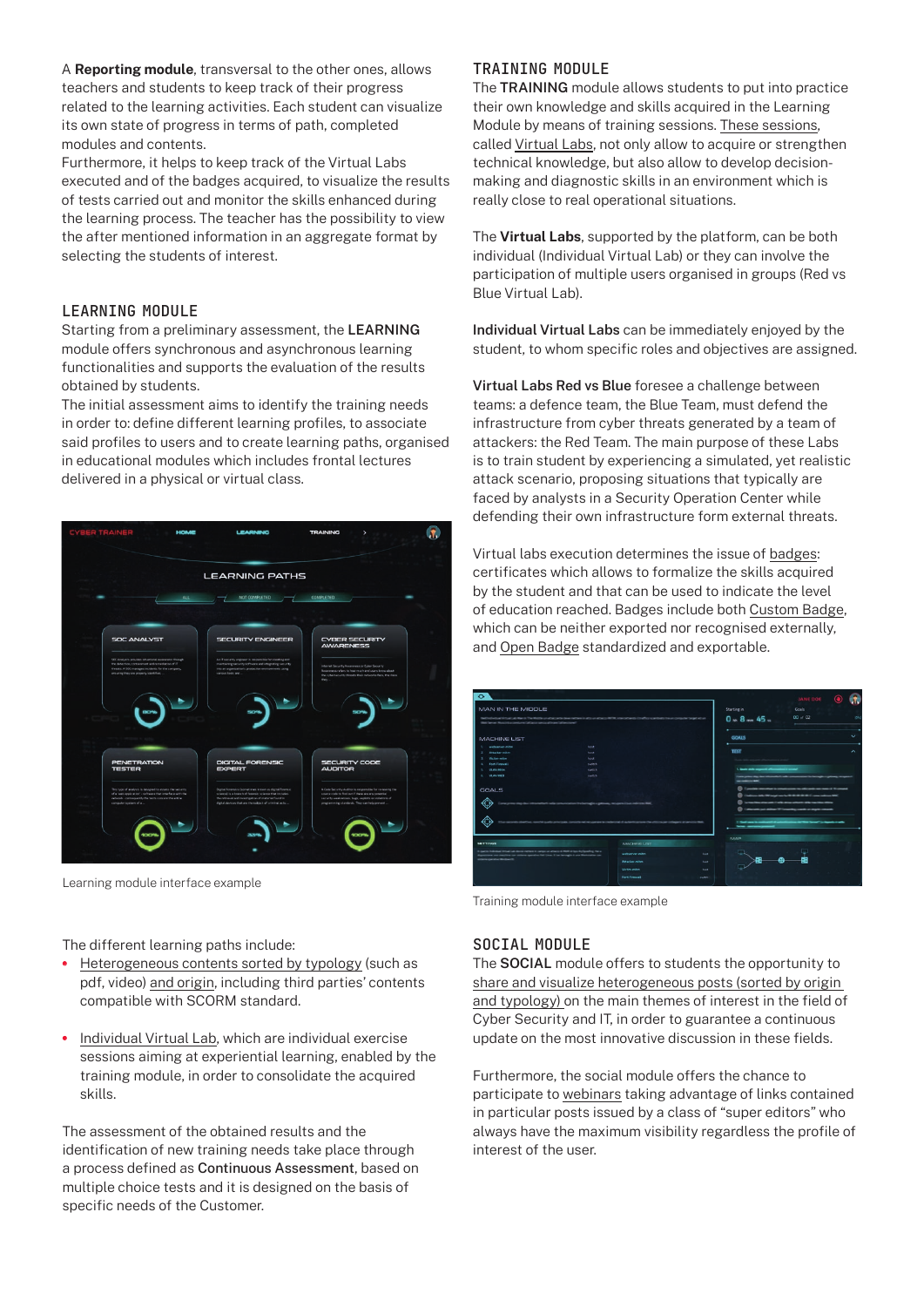A **Reporting module**, transversal to the other ones, allows teachers and students to keep track of their progress related to the learning activities. Each student can visualize its own state of progress in terms of path, completed modules and contents.
Furthermore, it helps to keep track of the Virtual Labs executed and of the badges acquired, to visualize the results of tests carried out and monitor the skills enhanced during the learning process. The teacher has the possibility to view the after mentioned information in an aggregate format by selecting the students of interest.

## LEARNING MODULE

Starting from a preliminary assessment, the **LEARNING** module offers synchronous and asynchronous learning functionalities and supports the evaluation of the results obtained by students.
The initial assessment aims to identify the training needs in order to: define different learning profiles, to associate said profiles to users and to create learning paths, organised in educational modules which includes frontal lectures delivered in a physical or virtual class.

Learning module interface example

The different learning paths include:

- Heterogeneous contents sorted by typology (such as pdf, video) and origin, including third parties' contents compatible with SCORM standard.
- Individual Virtual Lab, which are individual exercise sessions aiming at experiential learning, enabled by the training module, in order to consolidate the acquired skills.

The assessment of the obtained results and the identification of new training needs take place through a process defined as **Continuous Assessment**, based on multiple choice tests and it is designed on the basis of specific needs of the Customer.

## TRAINING MODULE

The **TRAINING** module allows students to put into practice their own knowledge and skills acquired in the Learning Module by means of training sessions. These sessions, called Virtual Labs, not only allow to acquire or strengthen technical knowledge, but also allow to develop decision-making and diagnostic skills in an environment which is really close to real operational situations.

The **Virtual Labs**, supported by the platform, can be both individual (Individual Virtual Lab) or they can involve the participation of multiple users organised in groups (Red vs Blue Virtual Lab).

**Individual Virtual Labs** can be immediately enjoyed by the student, to whom specific roles and objectives are assigned.

**Virtual Labs Red vs Blue** foresee a challenge between teams: a defence team, the Blue Team, must defend the infrastructure from cyber threats generated by a team of attackers: the Red Team. The main purpose of these Labs is to train student by experiencing a simulated, yet realistic attack scenario, proposing situations that typically are faced by analysts in a Security Operation Center while defending their own infrastructure form external threats.

Virtual labs execution determines the issue of badges: certificates which allows to formalize the skills acquired by the student and that can be used to indicate the level of education reached. Badges include both Custom Badge, which can be neither exported nor recognised externally, and Open Badge standardized and exportable.

Training module interface example

## SOCIAL MODULE

The **SOCIAL** module offers to students the opportunity to share and visualize heterogeneous posts (sorted by origin and typology) on the main themes of interest in the field of Cyber Security and IT, in order to guarantee a continuous update on the most innovative discussion in these fields.

Furthermore, the social module offers the chance to participate to webinars taking advantage of links contained in particular posts issued by a class of "super editors" who always have the maximum visibility regardless the profile of interest of the user.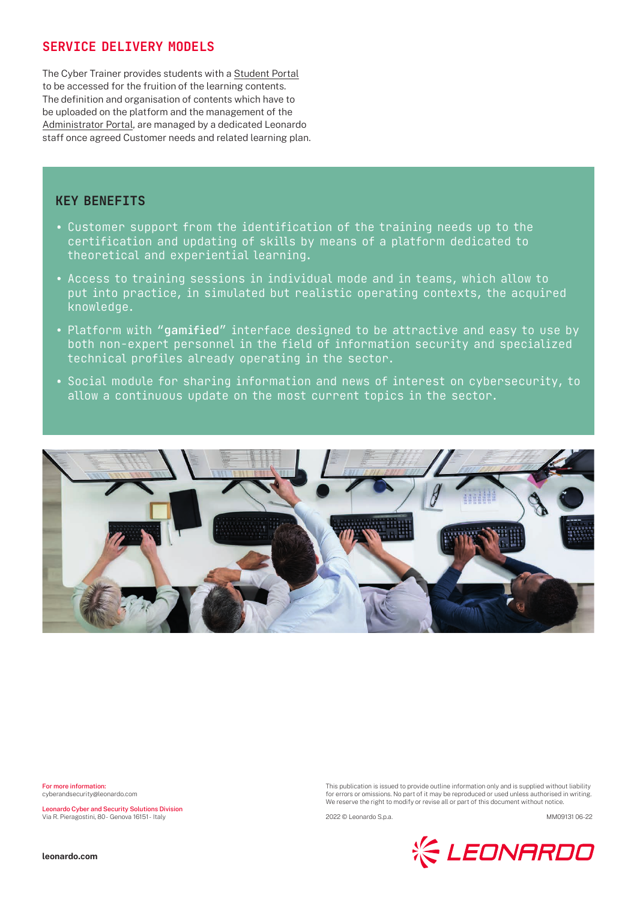## SERVICE DELIVERY MODELS

The Cyber Trainer provides students with a Student Portal to be accessed for the fruition of the learning contents. The definition and organisation of contents which have to be uploaded on the platform and the management of the Administrator Portal, are managed by a dedicated Leonardo staff once agreed Customer needs and related learning plan.

### KEY BENEFITS

- Customer support from the identification of the training needs up to the certification and updating of skills by means of a platform dedicated to theoretical and experiential learning.
- Access to training sessions in individual mode and in teams, which allow to put into practice, in simulated but realistic operating contexts, the acquired knowledge.
- Platform with "**gamified**" interface designed to be attractive and easy to use by both non-expert personnel in the field of information security and specialized technical profiles already operating in the sector.
- Social module for sharing information and news of interest on cybersecurity, to allow a continuous update on the most current topics in the sector.

For more information:
cyberandsecurity@leonardo.com

Leonardo Cyber and Security Solutions Division
Via R. Pieragostini, 80 - Genova 16151 - Italy

This publication is issued to provide outline information only and is supplied without liability for errors or omissions. No part of it may be reproduced or used unless authorised in writing. We reserve the right to modify or revise all or part of this document without notice.

2022 © Leonardo S.p.a.

MM09131 06-22

leonardo.com